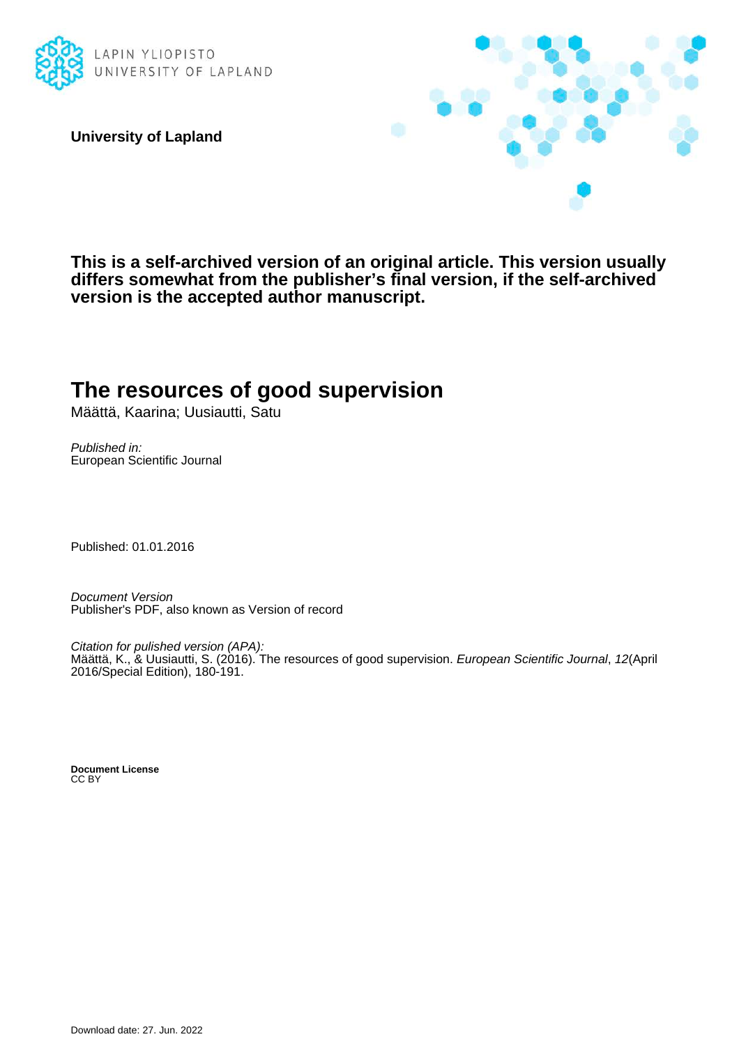LAPIN YLIOPISTO
UNIVERSITY OF LAPLAND

**University of Lapland**

**This is a self-archived version of an original article. This version usually differs somewhat from the publisher's final version, if the self-archived version is the accepted author manuscript.**

# The resources of good supervision

Määttä, Kaarina; Uusiautti, Satu

*Published in:*
European Scientific Journal

Published: 01.01.2016

*Document Version*
Publisher's PDF, also known as Version of record

*Citation for pulished version (APA):*
Määttä, K., & Uusiautti, S. (2016). The resources of good supervision. *European Scientific Journal*, *12*(April 2016/Special Edition), 180-191.

**Document License**
CC BY

Download date: 27. Jun. 2022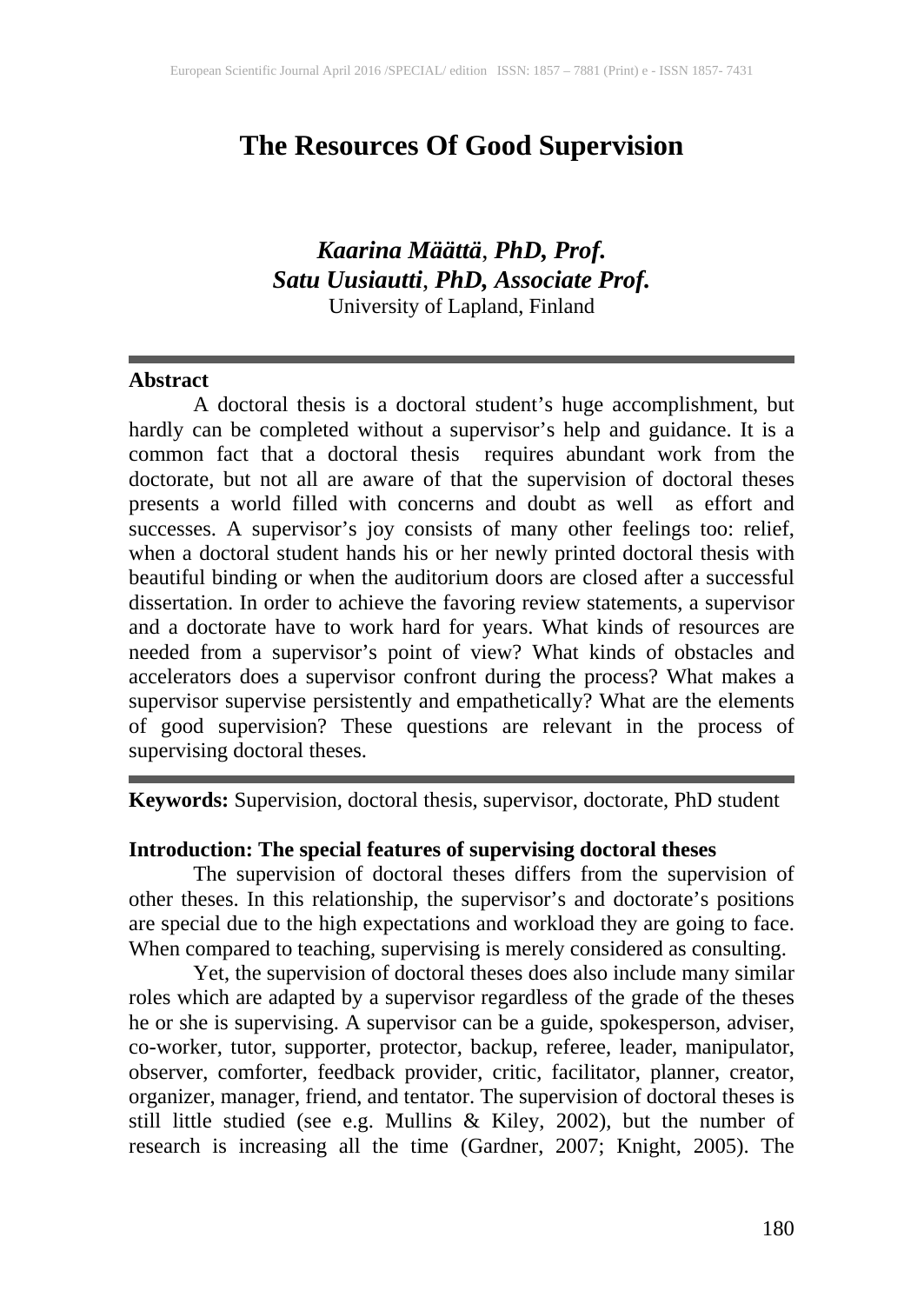# The Resources Of Good Supervision

***Kaarina Määttä*, PhD, Prof.**
***Satu Uusiautti*, PhD, Associate Prof.**
University of Lapland, Finland

---

**Abstract**

A doctoral thesis is a doctoral student's huge accomplishment, but hardly can be completed without a supervisor's help and guidance. It is a common fact that a doctoral thesis requires abundant work from the doctorate, but not all are aware of that the supervision of doctoral theses presents a world filled with concerns and doubt as well as effort and successes. A supervisor's joy consists of many other feelings too: relief, when a doctoral student hands his or her newly printed doctoral thesis with beautiful binding or when the auditorium doors are closed after a successful dissertation. In order to achieve the favoring review statements, a supervisor and a doctorate have to work hard for years. What kinds of resources are needed from a supervisor's point of view? What kinds of obstacles and accelerators does a supervisor confront during the process? What makes a supervisor supervise persistently and empathetically? What are the elements of good supervision? These questions are relevant in the process of supervising doctoral theses.

---

**Keywords:** Supervision, doctoral thesis, supervisor, doctorate, PhD student

**Introduction: The special features of supervising doctoral theses**

The supervision of doctoral theses differs from the supervision of other theses. In this relationship, the supervisor's and doctorate's positions are special due to the high expectations and workload they are going to face. When compared to teaching, supervising is merely considered as consulting.

Yet, the supervision of doctoral theses does also include many similar roles which are adapted by a supervisor regardless of the grade of the theses he or she is supervising. A supervisor can be a guide, spokesperson, adviser, co-worker, tutor, supporter, protector, backup, referee, leader, manipulator, observer, comforter, feedback provider, critic, facilitator, planner, creator, organizer, manager, friend, and tentator. The supervision of doctoral theses is still little studied (see e.g. Mullins & Kiley, 2002), but the number of research is increasing all the time (Gardner, 2007; Knight, 2005). The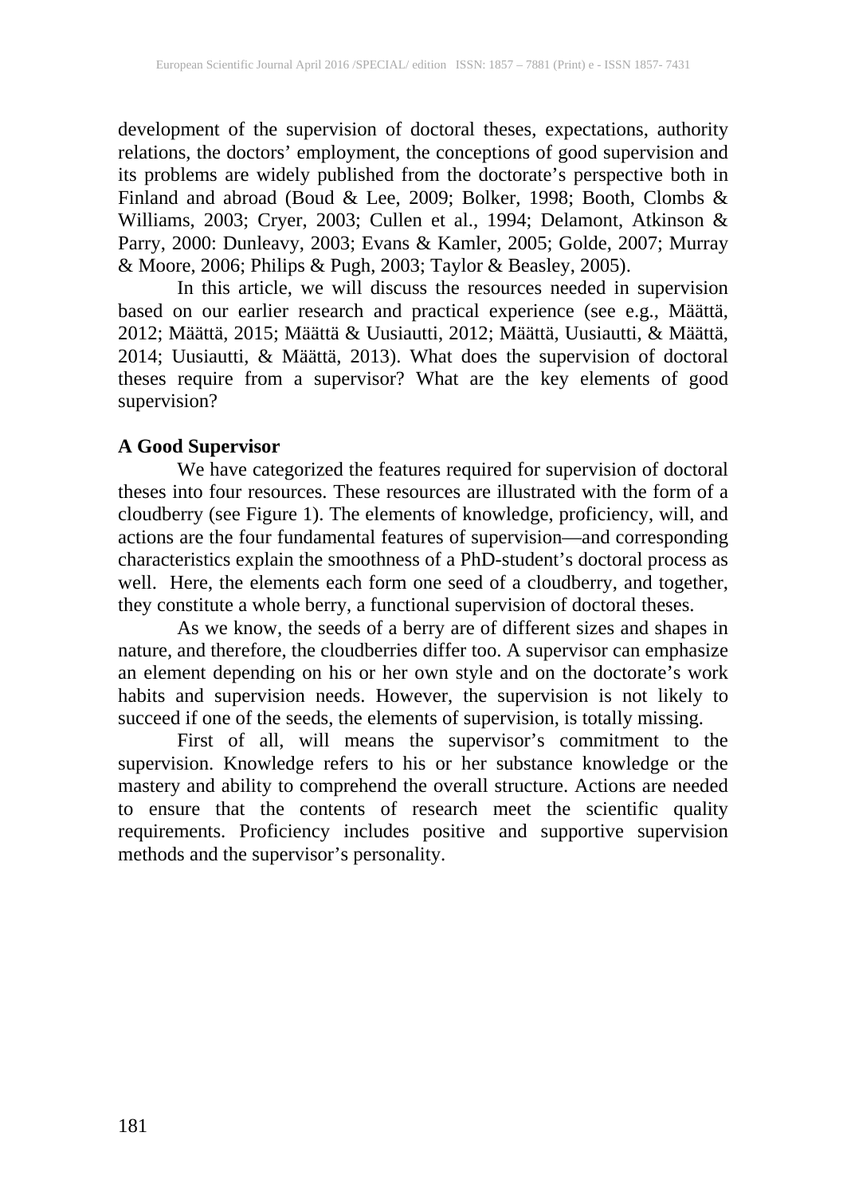development of the supervision of doctoral theses, expectations, authority relations, the doctors' employment, the conceptions of good supervision and its problems are widely published from the doctorate's perspective both in Finland and abroad (Boud & Lee, 2009; Bolker, 1998; Booth, Clombs & Williams, 2003; Cryer, 2003; Cullen et al., 1994; Delamont, Atkinson & Parry, 2000: Dunleavy, 2003; Evans & Kamler, 2005; Golde, 2007; Murray & Moore, 2006; Philips & Pugh, 2003; Taylor & Beasley, 2005).

In this article, we will discuss the resources needed in supervision based on our earlier research and practical experience (see e.g., Määttä, 2012; Määttä, 2015; Määttä & Uusiautti, 2012; Määttä, Uusiautti, & Määttä, 2014; Uusiautti, & Määttä, 2013). What does the supervision of doctoral theses require from a supervisor? What are the key elements of good supervision?

## A Good Supervisor

We have categorized the features required for supervision of doctoral theses into four resources. These resources are illustrated with the form of a cloudberry (see Figure 1). The elements of knowledge, proficiency, will, and actions are the four fundamental features of supervision—and corresponding characteristics explain the smoothness of a PhD-student's doctoral process as well. Here, the elements each form one seed of a cloudberry, and together, they constitute a whole berry, a functional supervision of doctoral theses.

As we know, the seeds of a berry are of different sizes and shapes in nature, and therefore, the cloudberries differ too. A supervisor can emphasize an element depending on his or her own style and on the doctorate's work habits and supervision needs. However, the supervision is not likely to succeed if one of the seeds, the elements of supervision, is totally missing.

First of all, will means the supervisor's commitment to the supervision. Knowledge refers to his or her substance knowledge or the mastery and ability to comprehend the overall structure. Actions are needed to ensure that the contents of research meet the scientific quality requirements. Proficiency includes positive and supportive supervision methods and the supervisor's personality.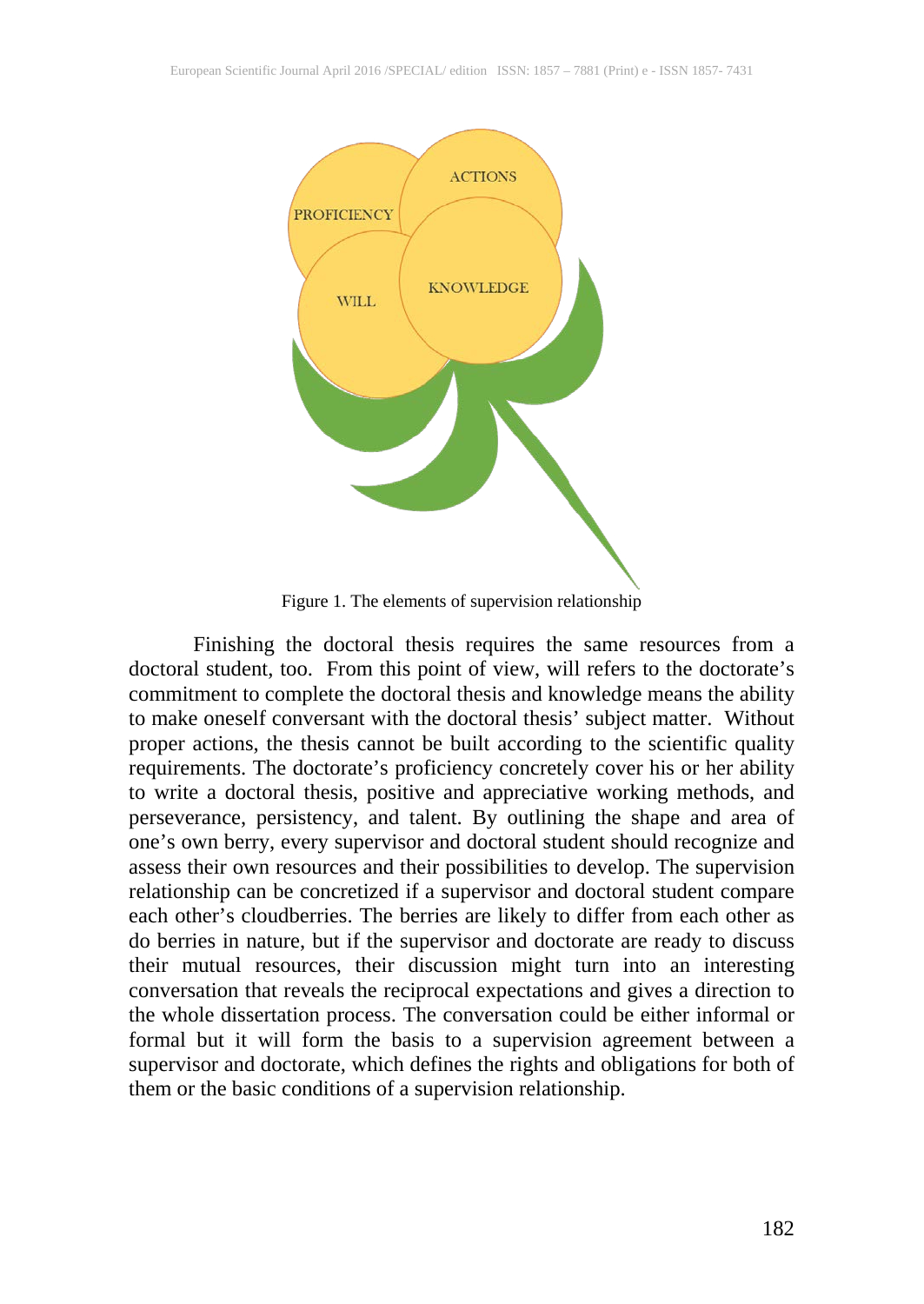Figure 1. The elements of supervision relationship

Finishing the doctoral thesis requires the same resources from a doctoral student, too. From this point of view, will refers to the doctorate's commitment to complete the doctoral thesis and knowledge means the ability to make oneself conversant with the doctoral thesis' subject matter. Without proper actions, the thesis cannot be built according to the scientific quality requirements. The doctorate's proficiency concretely cover his or her ability to write a doctoral thesis, positive and appreciative working methods, and perseverance, persistency, and talent. By outlining the shape and area of one's own berry, every supervisor and doctoral student should recognize and assess their own resources and their possibilities to develop. The supervision relationship can be concretized if a supervisor and doctoral student compare each other's cloudberries. The berries are likely to differ from each other as do berries in nature, but if the supervisor and doctorate are ready to discuss their mutual resources, their discussion might turn into an interesting conversation that reveals the reciprocal expectations and gives a direction to the whole dissertation process. The conversation could be either informal or formal but it will form the basis to a supervision agreement between a supervisor and doctorate, which defines the rights and obligations for both of them or the basic conditions of a supervision relationship.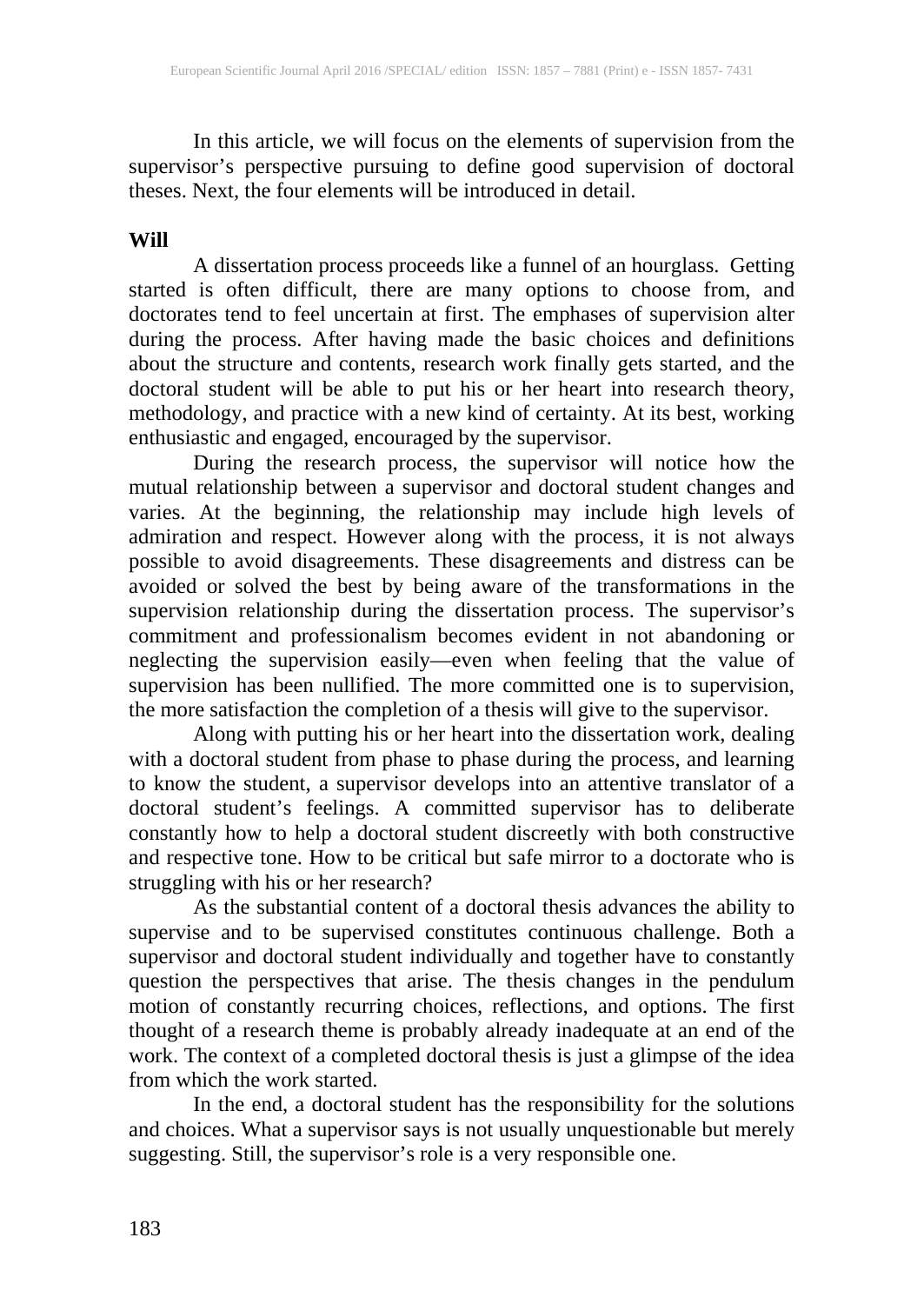In this article, we will focus on the elements of supervision from the supervisor's perspective pursuing to define good supervision of doctoral theses. Next, the four elements will be introduced in detail.

**Will**

A dissertation process proceeds like a funnel of an hourglass. Getting started is often difficult, there are many options to choose from, and doctorates tend to feel uncertain at first. The emphases of supervision alter during the process. After having made the basic choices and definitions about the structure and contents, research work finally gets started, and the doctoral student will be able to put his or her heart into research theory, methodology, and practice with a new kind of certainty. At its best, working enthusiastic and engaged, encouraged by the supervisor.

During the research process, the supervisor will notice how the mutual relationship between a supervisor and doctoral student changes and varies. At the beginning, the relationship may include high levels of admiration and respect. However along with the process, it is not always possible to avoid disagreements. These disagreements and distress can be avoided or solved the best by being aware of the transformations in the supervision relationship during the dissertation process. The supervisor's commitment and professionalism becomes evident in not abandoning or neglecting the supervision easily—even when feeling that the value of supervision has been nullified. The more committed one is to supervision, the more satisfaction the completion of a thesis will give to the supervisor.

Along with putting his or her heart into the dissertation work, dealing with a doctoral student from phase to phase during the process, and learning to know the student, a supervisor develops into an attentive translator of a doctoral student's feelings. A committed supervisor has to deliberate constantly how to help a doctoral student discreetly with both constructive and respective tone. How to be critical but safe mirror to a doctorate who is struggling with his or her research?

As the substantial content of a doctoral thesis advances the ability to supervise and to be supervised constitutes continuous challenge. Both a supervisor and doctoral student individually and together have to constantly question the perspectives that arise. The thesis changes in the pendulum motion of constantly recurring choices, reflections, and options. The first thought of a research theme is probably already inadequate at an end of the work. The context of a completed doctoral thesis is just a glimpse of the idea from which the work started.

In the end, a doctoral student has the responsibility for the solutions and choices. What a supervisor says is not usually unquestionable but merely suggesting. Still, the supervisor's role is a very responsible one.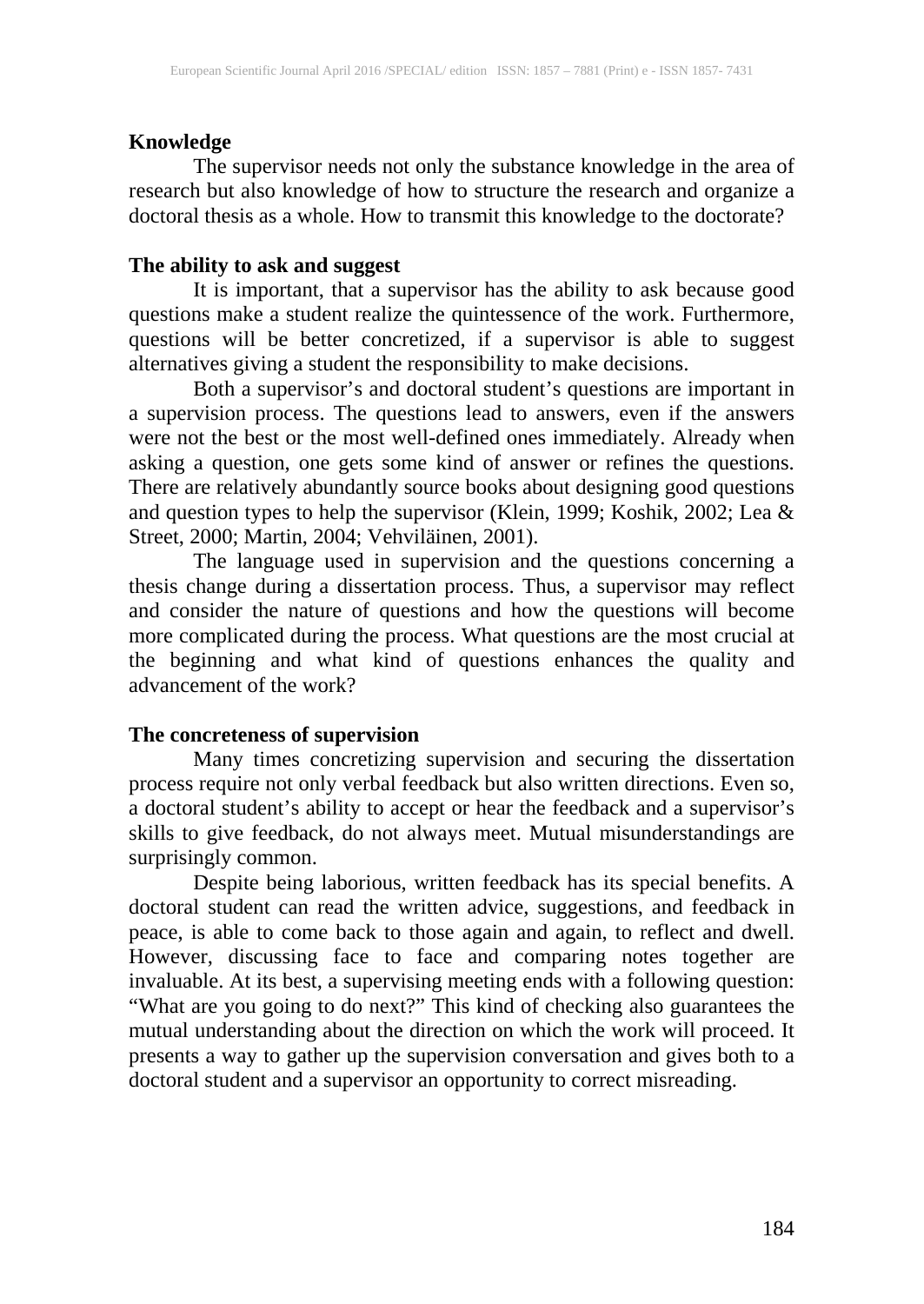**Knowledge**

The supervisor needs not only the substance knowledge in the area of research but also knowledge of how to structure the research and organize a doctoral thesis as a whole. How to transmit this knowledge to the doctorate?

**The ability to ask and suggest**

It is important, that a supervisor has the ability to ask because good questions make a student realize the quintessence of the work. Furthermore, questions will be better concretized, if a supervisor is able to suggest alternatives giving a student the responsibility to make decisions.

Both a supervisor's and doctoral student's questions are important in a supervision process. The questions lead to answers, even if the answers were not the best or the most well-defined ones immediately. Already when asking a question, one gets some kind of answer or refines the questions. There are relatively abundantly source books about designing good questions and question types to help the supervisor (Klein, 1999; Koshik, 2002; Lea & Street, 2000; Martin, 2004; Vehviläinen, 2001).

The language used in supervision and the questions concerning a thesis change during a dissertation process. Thus, a supervisor may reflect and consider the nature of questions and how the questions will become more complicated during the process. What questions are the most crucial at the beginning and what kind of questions enhances the quality and advancement of the work?

**The concreteness of supervision**

Many times concretizing supervision and securing the dissertation process require not only verbal feedback but also written directions. Even so, a doctoral student's ability to accept or hear the feedback and a supervisor's skills to give feedback, do not always meet. Mutual misunderstandings are surprisingly common.

Despite being laborious, written feedback has its special benefits. A doctoral student can read the written advice, suggestions, and feedback in peace, is able to come back to those again and again, to reflect and dwell. However, discussing face to face and comparing notes together are invaluable. At its best, a supervising meeting ends with a following question: "What are you going to do next?" This kind of checking also guarantees the mutual understanding about the direction on which the work will proceed. It presents a way to gather up the supervision conversation and gives both to a doctoral student and a supervisor an opportunity to correct misreading.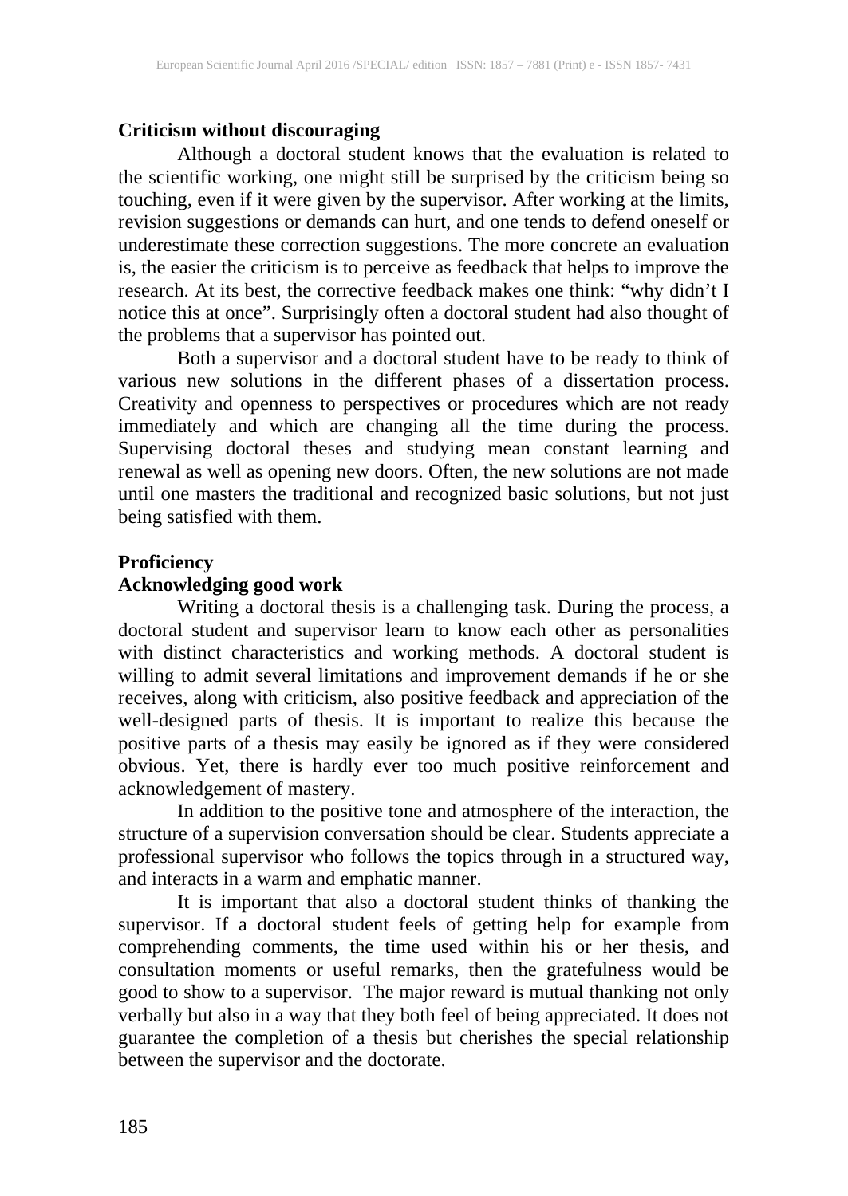**Criticism without discouraging**

Although a doctoral student knows that the evaluation is related to the scientific working, one might still be surprised by the criticism being so touching, even if it were given by the supervisor. After working at the limits, revision suggestions or demands can hurt, and one tends to defend oneself or underestimate these correction suggestions. The more concrete an evaluation is, the easier the criticism is to perceive as feedback that helps to improve the research. At its best, the corrective feedback makes one think: "why didn't I notice this at once". Surprisingly often a doctoral student had also thought of the problems that a supervisor has pointed out.

Both a supervisor and a doctoral student have to be ready to think of various new solutions in the different phases of a dissertation process. Creativity and openness to perspectives or procedures which are not ready immediately and which are changing all the time during the process. Supervising doctoral theses and studying mean constant learning and renewal as well as opening new doors. Often, the new solutions are not made until one masters the traditional and recognized basic solutions, but not just being satisfied with them.

**Proficiency**

**Acknowledging good work**

Writing a doctoral thesis is a challenging task. During the process, a doctoral student and supervisor learn to know each other as personalities with distinct characteristics and working methods. A doctoral student is willing to admit several limitations and improvement demands if he or she receives, along with criticism, also positive feedback and appreciation of the well-designed parts of thesis. It is important to realize this because the positive parts of a thesis may easily be ignored as if they were considered obvious. Yet, there is hardly ever too much positive reinforcement and acknowledgement of mastery.

In addition to the positive tone and atmosphere of the interaction, the structure of a supervision conversation should be clear. Students appreciate a professional supervisor who follows the topics through in a structured way, and interacts in a warm and emphatic manner.

It is important that also a doctoral student thinks of thanking the supervisor. If a doctoral student feels of getting help for example from comprehending comments, the time used within his or her thesis, and consultation moments or useful remarks, then the gratefulness would be good to show to a supervisor. The major reward is mutual thanking not only verbally but also in a way that they both feel of being appreciated. It does not guarantee the completion of a thesis but cherishes the special relationship between the supervisor and the doctorate.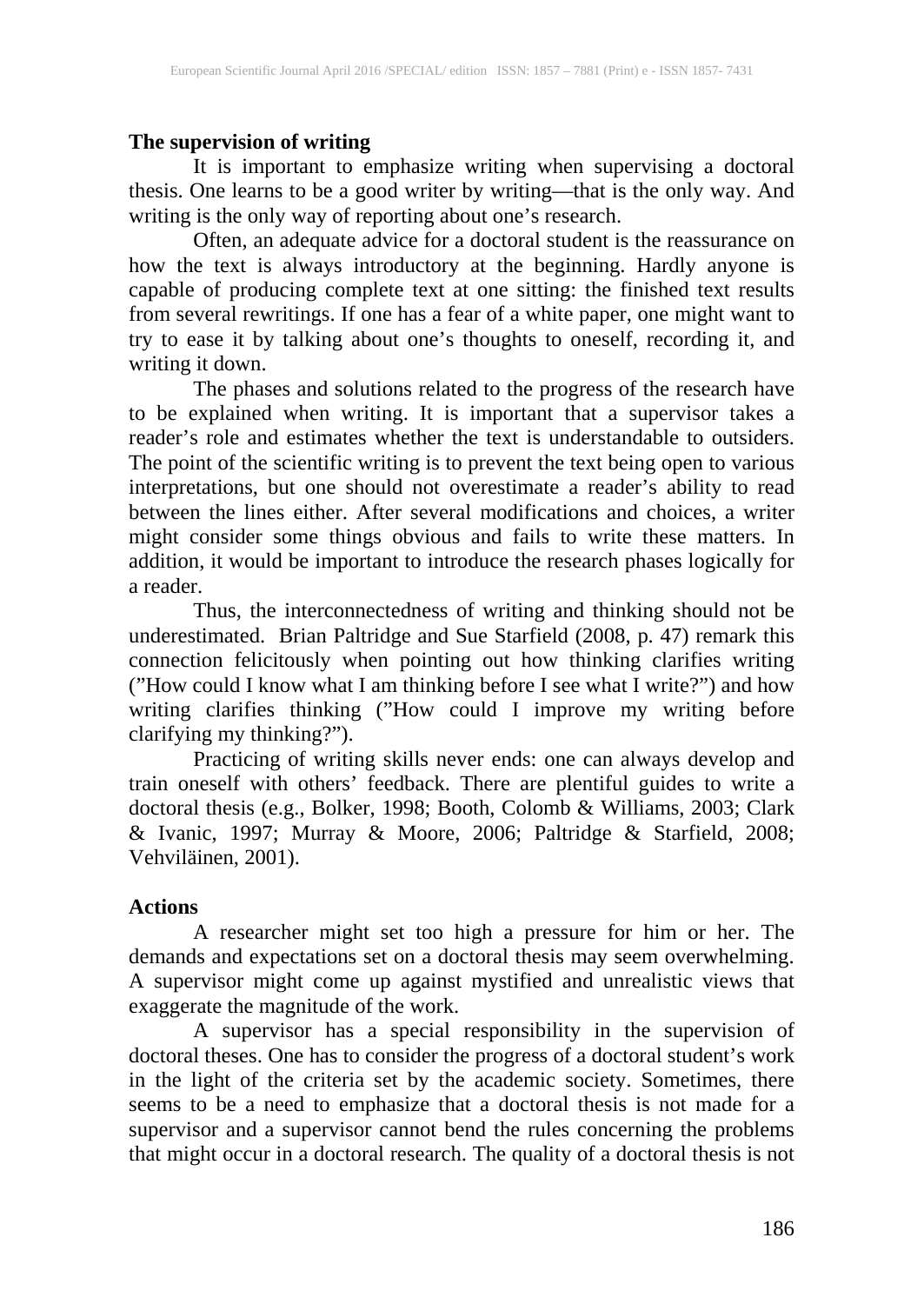**The supervision of writing**

It is important to emphasize writing when supervising a doctoral thesis. One learns to be a good writer by writing—that is the only way. And writing is the only way of reporting about one's research.

Often, an adequate advice for a doctoral student is the reassurance on how the text is always introductory at the beginning. Hardly anyone is capable of producing complete text at one sitting: the finished text results from several rewritings. If one has a fear of a white paper, one might want to try to ease it by talking about one's thoughts to oneself, recording it, and writing it down.

The phases and solutions related to the progress of the research have to be explained when writing. It is important that a supervisor takes a reader's role and estimates whether the text is understandable to outsiders. The point of the scientific writing is to prevent the text being open to various interpretations, but one should not overestimate a reader's ability to read between the lines either. After several modifications and choices, a writer might consider some things obvious and fails to write these matters. In addition, it would be important to introduce the research phases logically for a reader.

Thus, the interconnectedness of writing and thinking should not be underestimated. Brian Paltridge and Sue Starfield (2008, p. 47) remark this connection felicitously when pointing out how thinking clarifies writing ("How could I know what I am thinking before I see what I write?") and how writing clarifies thinking ("How could I improve my writing before clarifying my thinking?").

Practicing of writing skills never ends: one can always develop and train oneself with others' feedback. There are plentiful guides to write a doctoral thesis (e.g., Bolker, 1998; Booth, Colomb & Williams, 2003; Clark & Ivanic, 1997; Murray & Moore, 2006; Paltridge & Starfield, 2008; Vehviläinen, 2001).

**Actions**

A researcher might set too high a pressure for him or her. The demands and expectations set on a doctoral thesis may seem overwhelming. A supervisor might come up against mystified and unrealistic views that exaggerate the magnitude of the work.

A supervisor has a special responsibility in the supervision of doctoral theses. One has to consider the progress of a doctoral student's work in the light of the criteria set by the academic society. Sometimes, there seems to be a need to emphasize that a doctoral thesis is not made for a supervisor and a supervisor cannot bend the rules concerning the problems that might occur in a doctoral research. The quality of a doctoral thesis is not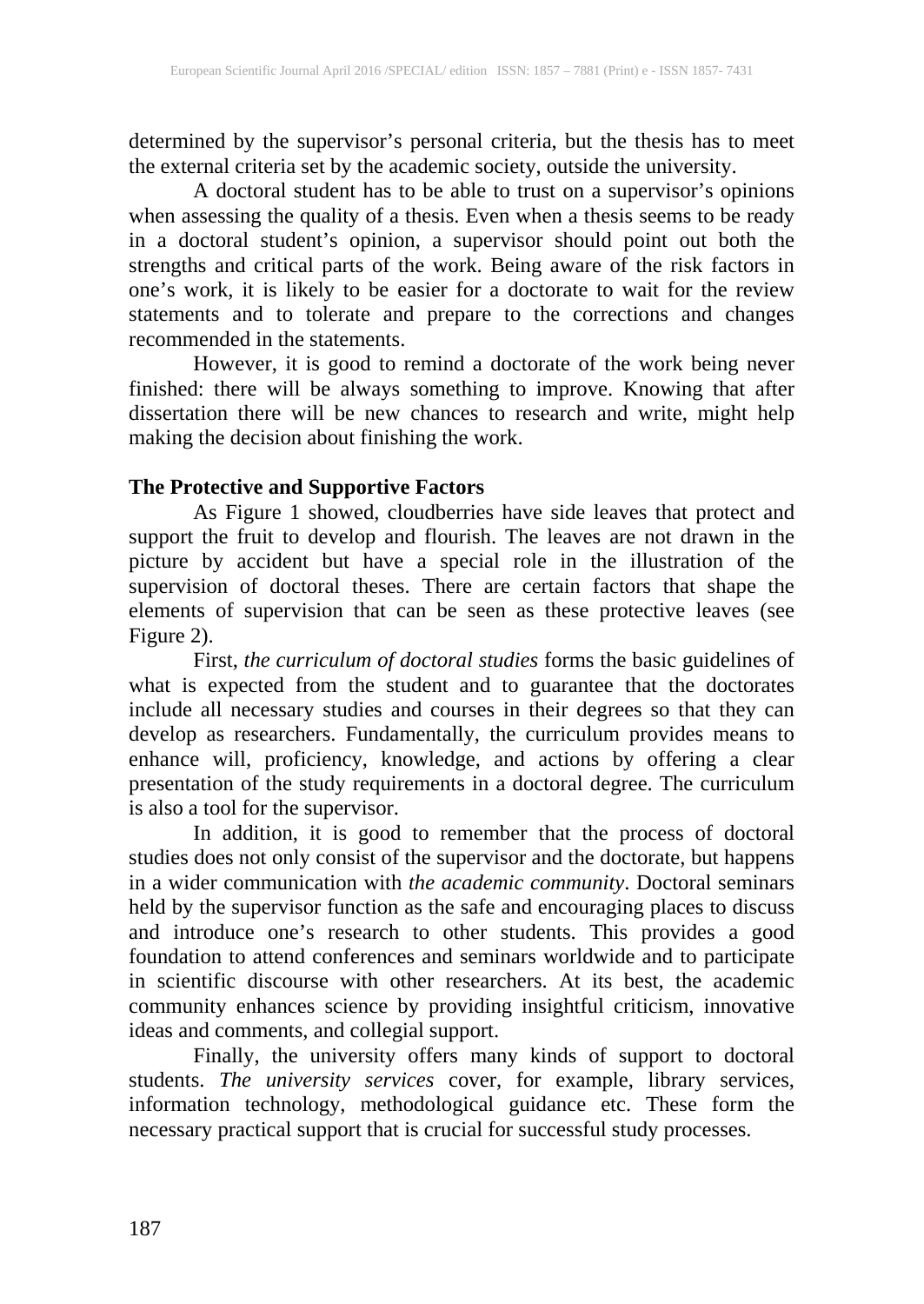determined by the supervisor's personal criteria, but the thesis has to meet the external criteria set by the academic society, outside the university.

A doctoral student has to be able to trust on a supervisor's opinions when assessing the quality of a thesis. Even when a thesis seems to be ready in a doctoral student's opinion, a supervisor should point out both the strengths and critical parts of the work. Being aware of the risk factors in one's work, it is likely to be easier for a doctorate to wait for the review statements and to tolerate and prepare to the corrections and changes recommended in the statements.

However, it is good to remind a doctorate of the work being never finished: there will be always something to improve. Knowing that after dissertation there will be new chances to research and write, might help making the decision about finishing the work.

**The Protective and Supportive Factors**

As Figure 1 showed, cloudberries have side leaves that protect and support the fruit to develop and flourish. The leaves are not drawn in the picture by accident but have a special role in the illustration of the supervision of doctoral theses. There are certain factors that shape the elements of supervision that can be seen as these protective leaves (see Figure 2).

First, *the curriculum of doctoral studies* forms the basic guidelines of what is expected from the student and to guarantee that the doctorates include all necessary studies and courses in their degrees so that they can develop as researchers. Fundamentally, the curriculum provides means to enhance will, proficiency, knowledge, and actions by offering a clear presentation of the study requirements in a doctoral degree. The curriculum is also a tool for the supervisor.

In addition, it is good to remember that the process of doctoral studies does not only consist of the supervisor and the doctorate, but happens in a wider communication with *the academic community*. Doctoral seminars held by the supervisor function as the safe and encouraging places to discuss and introduce one's research to other students. This provides a good foundation to attend conferences and seminars worldwide and to participate in scientific discourse with other researchers. At its best, the academic community enhances science by providing insightful criticism, innovative ideas and comments, and collegial support.

Finally, the university offers many kinds of support to doctoral students. *The university services* cover, for example, library services, information technology, methodological guidance etc. These form the necessary practical support that is crucial for successful study processes.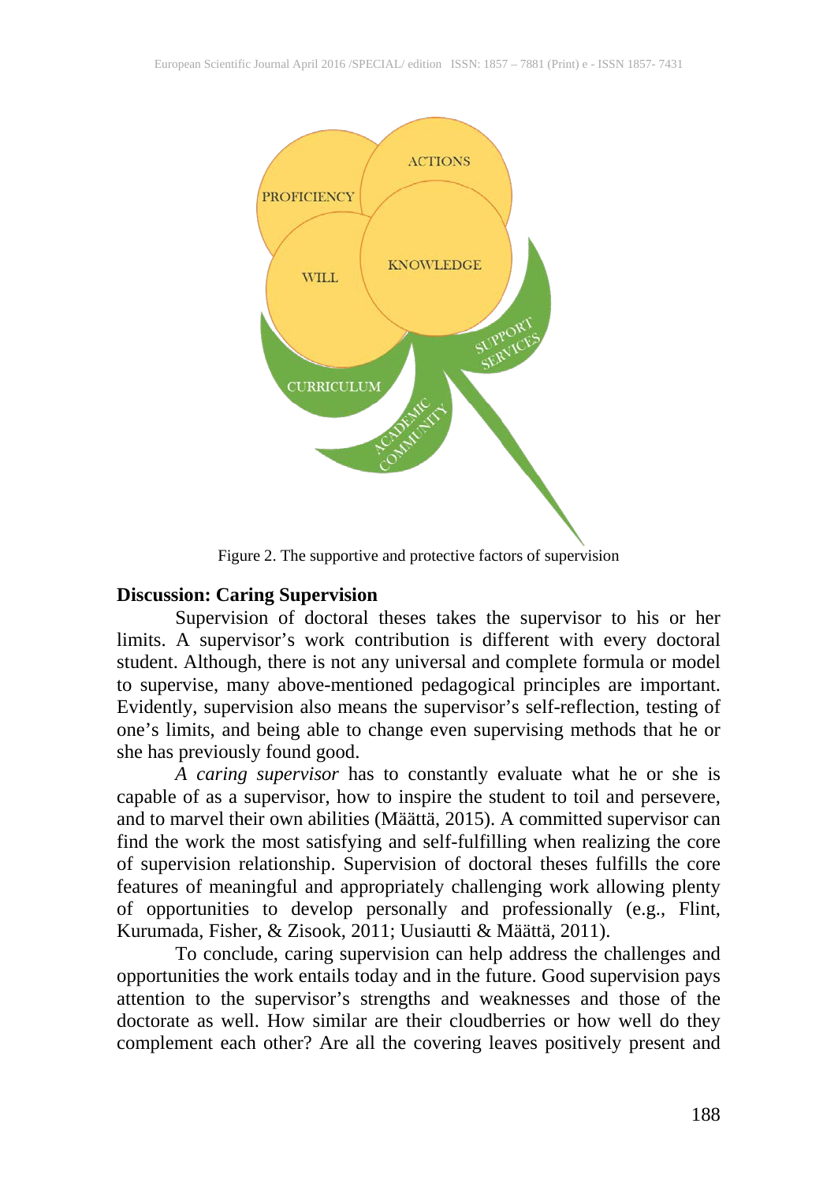Figure 2. The supportive and protective factors of supervision

## Discussion: Caring Supervision

Supervision of doctoral theses takes the supervisor to his or her limits. A supervisor's work contribution is different with every doctoral student. Although, there is not any universal and complete formula or model to supervise, many above-mentioned pedagogical principles are important. Evidently, supervision also means the supervisor's self-reflection, testing of one's limits, and being able to change even supervising methods that he or she has previously found good.

*A caring supervisor* has to constantly evaluate what he or she is capable of as a supervisor, how to inspire the student to toil and persevere, and to marvel their own abilities (Määttä, 2015). A committed supervisor can find the work the most satisfying and self-fulfilling when realizing the core of supervision relationship. Supervision of doctoral theses fulfills the core features of meaningful and appropriately challenging work allowing plenty of opportunities to develop personally and professionally (e.g., Flint, Kurumada, Fisher, & Zisook, 2011; Uusiautti & Määttä, 2011).

To conclude, caring supervision can help address the challenges and opportunities the work entails today and in the future. Good supervision pays attention to the supervisor's strengths and weaknesses and those of the doctorate as well. How similar are their cloudberries or how well do they complement each other? Are all the covering leaves positively present and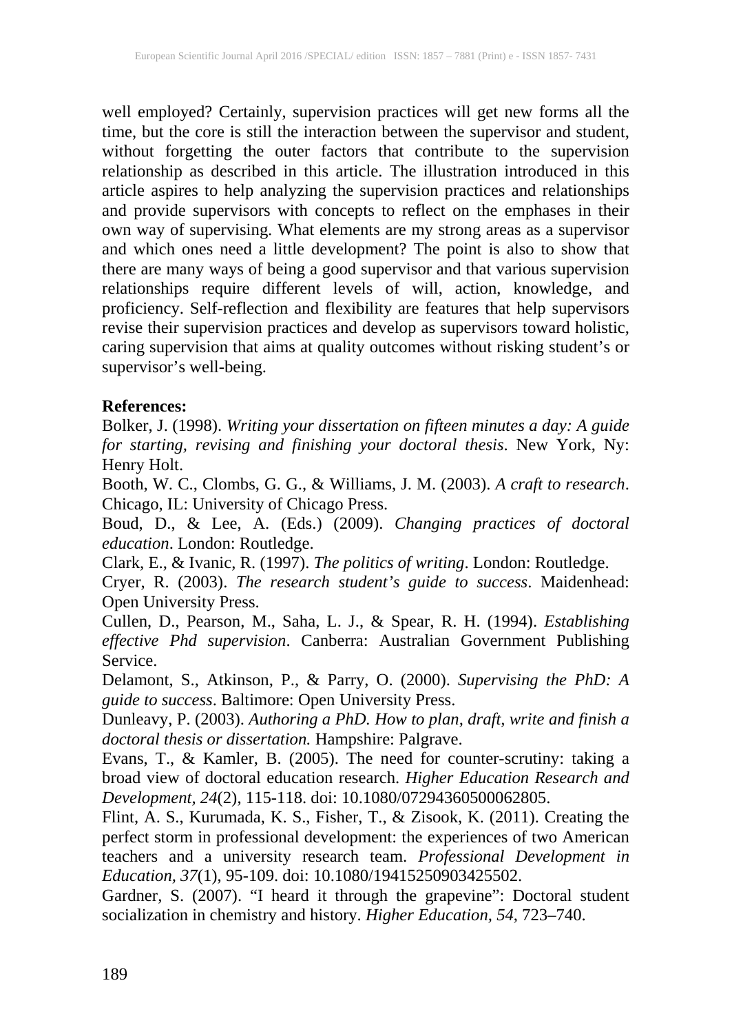well employed? Certainly, supervision practices will get new forms all the time, but the core is still the interaction between the supervisor and student, without forgetting the outer factors that contribute to the supervision relationship as described in this article. The illustration introduced in this article aspires to help analyzing the supervision practices and relationships and provide supervisors with concepts to reflect on the emphases in their own way of supervising. What elements are my strong areas as a supervisor and which ones need a little development? The point is also to show that there are many ways of being a good supervisor and that various supervision relationships require different levels of will, action, knowledge, and proficiency. Self-reflection and flexibility are features that help supervisors revise their supervision practices and develop as supervisors toward holistic, caring supervision that aims at quality outcomes without risking student's or supervisor's well-being.

**References:**

Bolker, J. (1998). *Writing your dissertation on fifteen minutes a day: A guide for starting, revising and finishing your doctoral thesis*. New York, Ny: Henry Holt.

Booth, W. C., Clombs, G. G., & Williams, J. M. (2003). *A craft to research*. Chicago, IL: University of Chicago Press.

Boud, D., & Lee, A. (Eds.) (2009). *Changing practices of doctoral education*. London: Routledge.

Clark, E., & Ivanic, R. (1997). *The politics of writing*. London: Routledge.

Cryer, R. (2003). *The research student's guide to success*. Maidenhead: Open University Press.

Cullen, D., Pearson, M., Saha, L. J., & Spear, R. H. (1994). *Establishing effective Phd supervision*. Canberra: Australian Government Publishing Service.

Delamont, S., Atkinson, P., & Parry, O. (2000). *Supervising the PhD: A guide to success*. Baltimore: Open University Press.

Dunleavy, P. (2003). *Authoring a PhD. How to plan, draft, write and finish a doctoral thesis or dissertation.* Hampshire: Palgrave.

Evans, T., & Kamler, B. (2005). The need for counter-scrutiny: taking a broad view of doctoral education research. *Higher Education Research and Development, 24*(2), 115-118. doi: 10.1080/07294360500062805.

Flint, A. S., Kurumada, K. S., Fisher, T., & Zisook, K. (2011). Creating the perfect storm in professional development: the experiences of two American teachers and a university research team. *Professional Development in Education, 37*(1), 95-109. doi: 10.1080/19415250903425502.

Gardner, S. (2007). "I heard it through the grapevine": Doctoral student socialization in chemistry and history. *Higher Education, 54*, 723–740.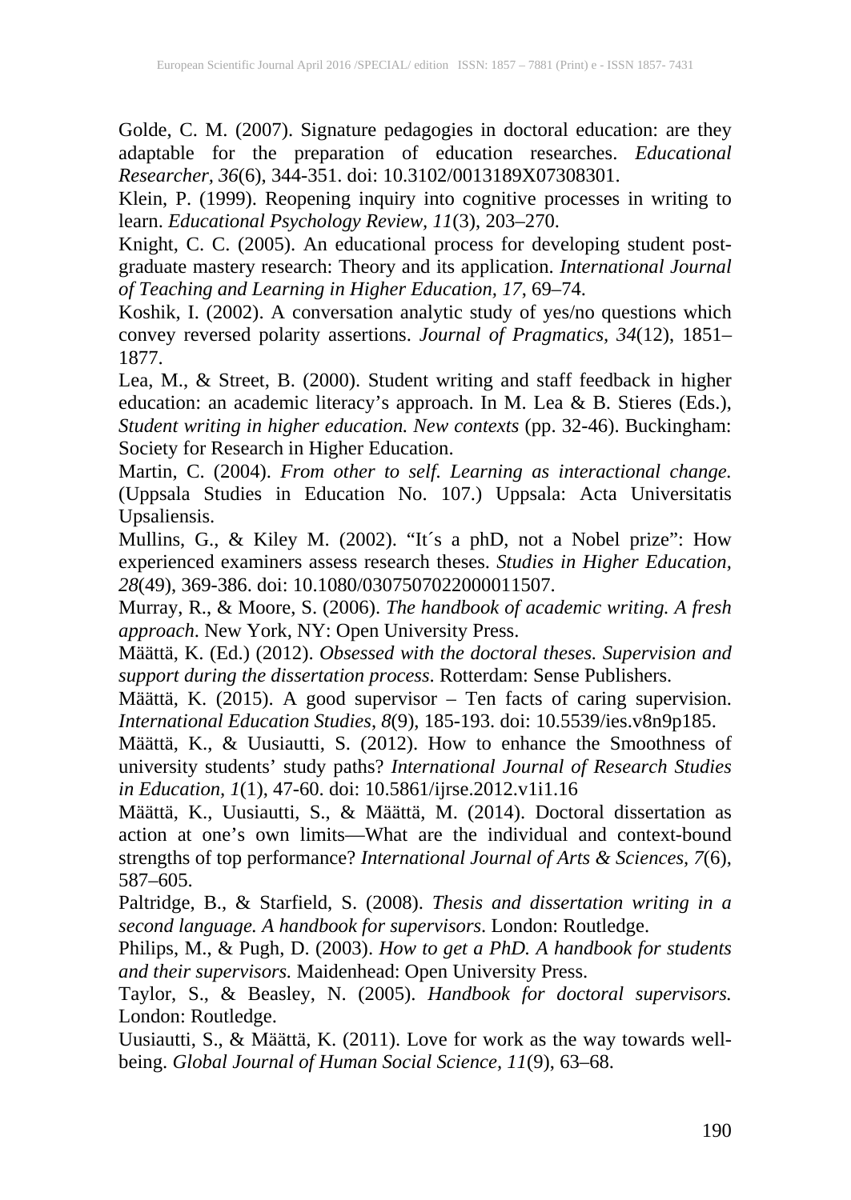Golde, C. M. (2007). Signature pedagogies in doctoral education: are they adaptable for the preparation of education researches. *Educational Researcher, 36*(6), 344-351. doi: 10.3102/0013189X07308301.

Klein, P. (1999). Reopening inquiry into cognitive processes in writing to learn. *Educational Psychology Review, 11*(3), 203–270.

Knight, C. C. (2005). An educational process for developing student post-graduate mastery research: Theory and its application. *International Journal of Teaching and Learning in Higher Education, 17*, 69–74.

Koshik, I. (2002). A conversation analytic study of yes/no questions which convey reversed polarity assertions. *Journal of Pragmatics, 34*(12), 1851–1877.

Lea, M., & Street, B. (2000). Student writing and staff feedback in higher education: an academic literacy's approach. In M. Lea & B. Stieres (Eds.), *Student writing in higher education. New contexts* (pp. 32-46). Buckingham: Society for Research in Higher Education.

Martin, C. (2004). *From other to self. Learning as interactional change.* (Uppsala Studies in Education No. 107.) Uppsala: Acta Universitatis Upsaliensis.

Mullins, G., & Kiley M. (2002). "It´s a phD, not a Nobel prize": How experienced examiners assess research theses. *Studies in Higher Education, 28*(49), 369-386. doi: 10.1080/0307507022000011507.

Murray, R., & Moore, S. (2006). *The handbook of academic writing. A fresh approach*. New York, NY: Open University Press.

Määttä, K. (Ed.) (2012). *Obsessed with the doctoral theses. Supervision and support during the dissertation process*. Rotterdam: Sense Publishers.

Määttä, K. (2015). A good supervisor – Ten facts of caring supervision. *International Education Studies*, *8*(9), 185-193. doi: 10.5539/ies.v8n9p185.

Määttä, K., & Uusiautti, S. (2012). How to enhance the Smoothness of university students' study paths? *International Journal of Research Studies in Education*, *1*(1), 47-60. doi: 10.5861/ijrse.2012.v1i1.16

Määttä, K., Uusiautti, S., & Määttä, M. (2014). Doctoral dissertation as action at one's own limits—What are the individual and context-bound strengths of top performance? *International Journal of Arts & Sciences, 7*(6), 587–605.

Paltridge, B., & Starfield, S. (2008). *Thesis and dissertation writing in a second language. A handbook for supervisors*. London: Routledge.

Philips, M., & Pugh, D. (2003). *How to get a PhD. A handbook for students and their supervisors.* Maidenhead: Open University Press.

Taylor, S., & Beasley, N. (2005). *Handbook for doctoral supervisors.* London: Routledge.

Uusiautti, S., & Määttä, K. (2011). Love for work as the way towards well-being. *Global Journal of Human Social Science, 11*(9), 63–68.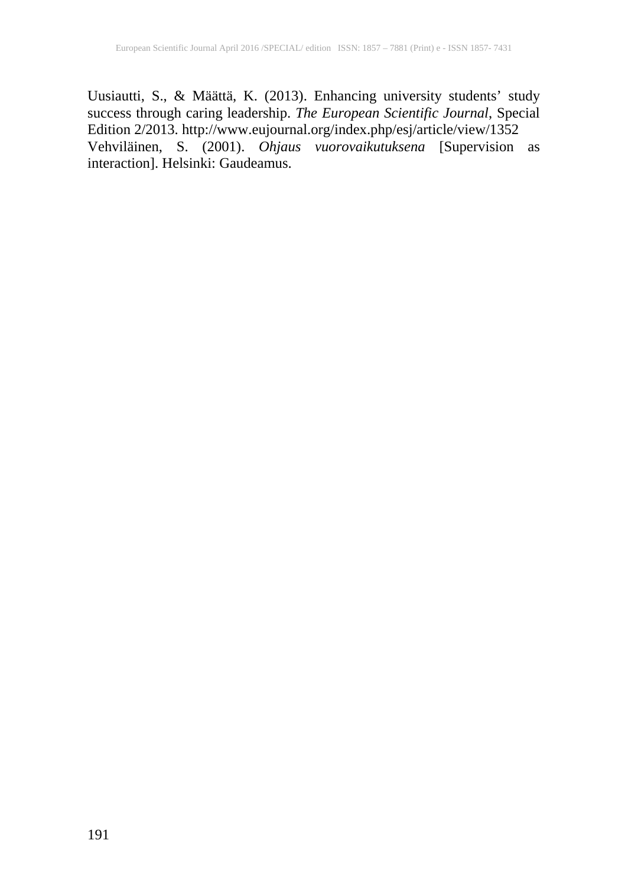Uusiautti, S., & Määttä, K. (2013). Enhancing university students' study success through caring leadership. *The European Scientific Journal*, Special Edition 2/2013. http://www.eujournal.org/index.php/esj/article/view/1352

Vehviläinen, S. (2001). *Ohjaus vuorovaikutuksena* [Supervision as interaction]. Helsinki: Gaudeamus.